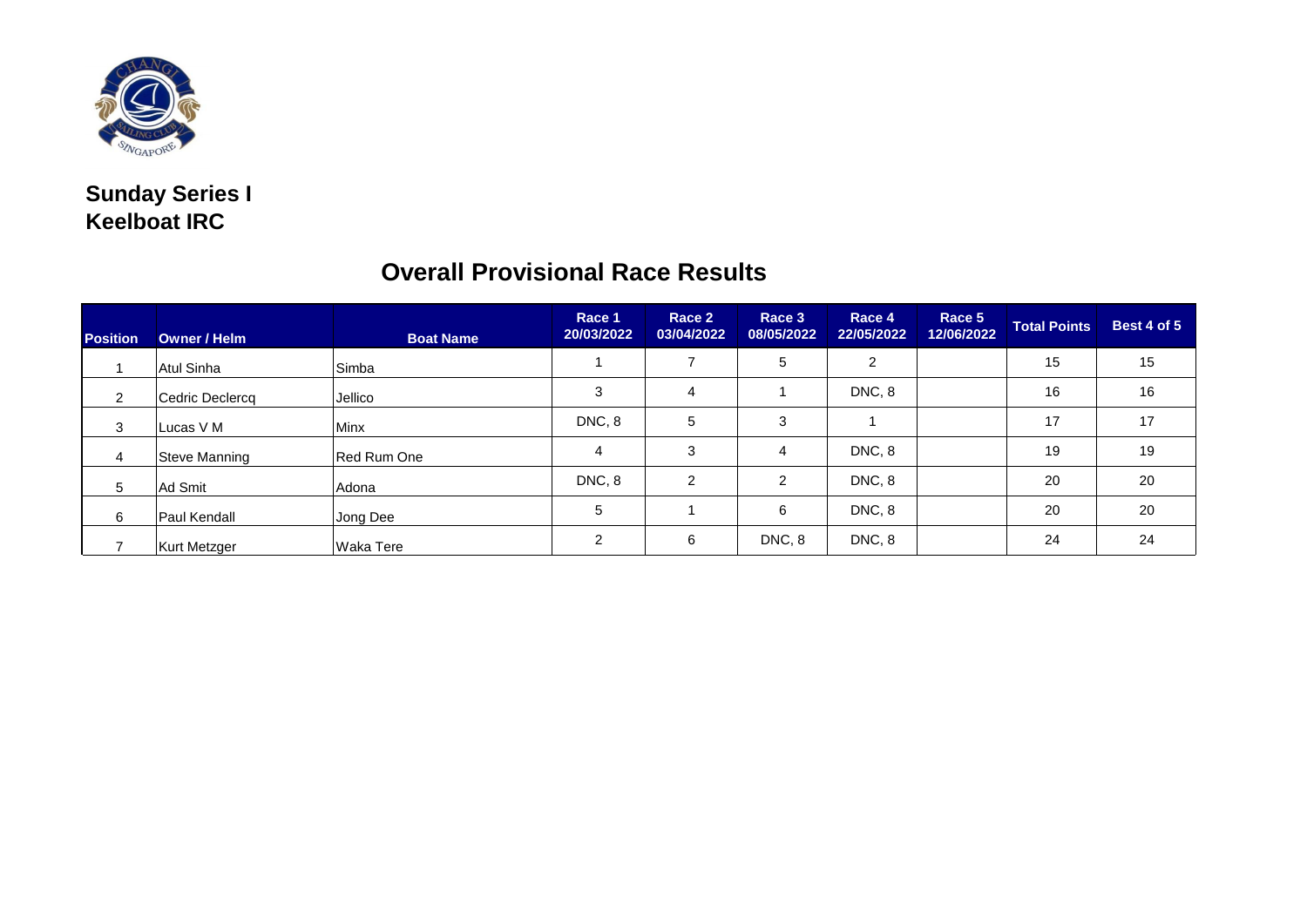**Sunday Series I**
**Keelboat IRC**

## Overall Provisional Race Results

| Position | Owner / Helm | Boat Name | Race 1 20/03/2022 | Race 2 03/04/2022 | Race 3 08/05/2022 | Race 4 22/05/2022 | Race 5 12/06/2022 | Total Points | Best 4 of 5 |
|---|---|---|---|---|---|---|---|---|---|
| 1 | Atul Sinha | Simba | 1 | 7 | 5 | 2 | | 15 | 15 |
| 2 | Cedric Declercq | Jellico | 3 | 4 | 1 | DNC, 8 | | 16 | 16 |
| 3 | Lucas V M | Minx | DNC, 8 | 5 | 3 | 1 | | 17 | 17 |
| 4 | Steve Manning | Red Rum One | 4 | 3 | 4 | DNC, 8 | | 19 | 19 |
| 5 | Ad Smit | Adona | DNC, 8 | 2 | 2 | DNC, 8 | | 20 | 20 |
| 6 | Paul Kendall | Jong Dee | 5 | 1 | 6 | DNC, 8 | | 20 | 20 |
| 7 | Kurt Metzger | Waka Tere | 2 | 6 | DNC, 8 | DNC, 8 | | 24 | 24 |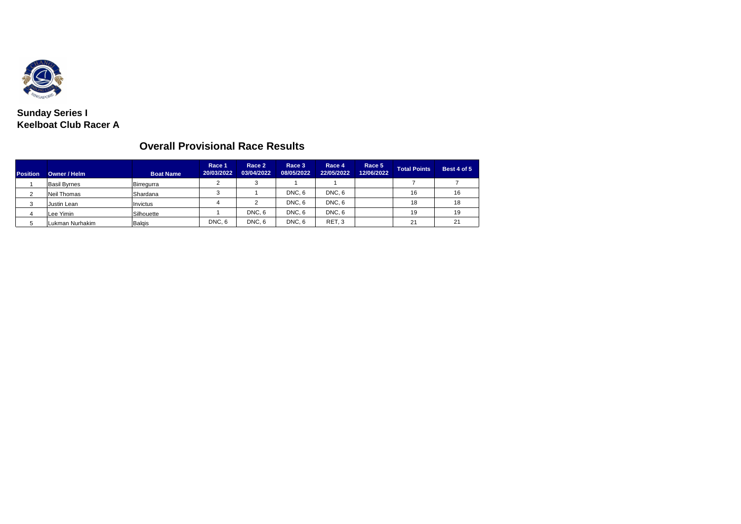**Sunday Series I**
**Keelboat Club Racer A**

## Overall Provisional Race Results

| Position | Owner / Helm | Boat Name | Race 1 20/03/2022 | Race 2 03/04/2022 | Race 3 08/05/2022 | Race 4 22/05/2022 | Race 5 12/06/2022 | Total Points | Best 4 of 5 |
|---|---|---|---|---|---|---|---|---|---|
| 1 | Basil Byrnes | Birregurra | 2 | 3 | 1 | 1 | | 7 | 7 |
| 2 | Neil Thomas | Shardana | 3 | 1 | DNC, 6 | DNC, 6 | | 16 | 16 |
| 3 | Justin Lean | Invictus | 4 | 2 | DNC, 6 | DNC, 6 | | 18 | 18 |
| 4 | Lee Yimin | Silhouette | 1 | DNC, 6 | DNC, 6 | DNC, 6 | | 19 | 19 |
| 5 | Lukman Nurhakim | Balqis | DNC, 6 | DNC, 6 | DNC, 6 | RET, 3 | | 21 | 21 |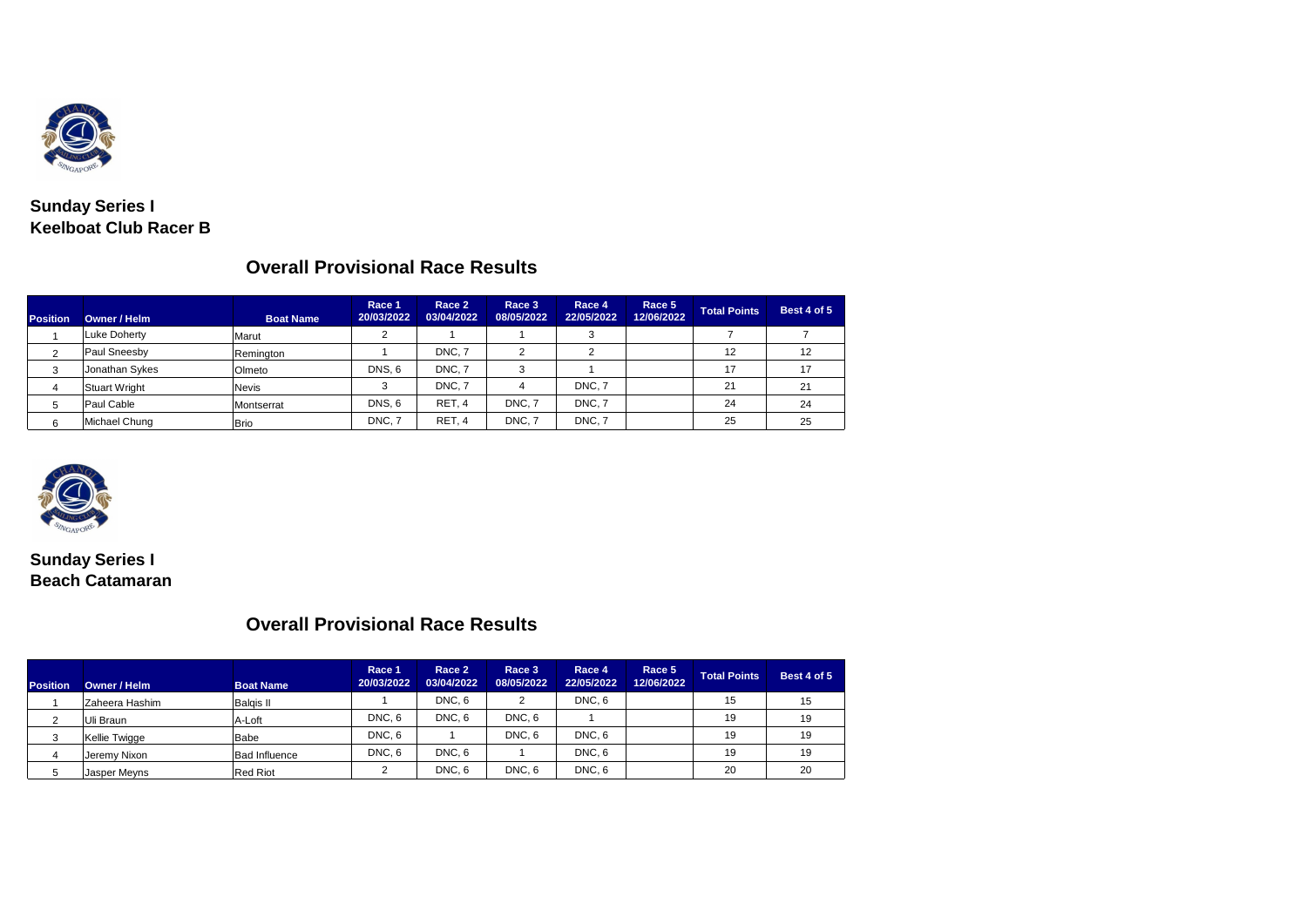**Sunday Series I**
**Keelboat Club Racer B**

## Overall Provisional Race Results

| Position | Owner / Helm | Boat Name | Race 1 20/03/2022 | Race 2 03/04/2022 | Race 3 08/05/2022 | Race 4 22/05/2022 | Race 5 12/06/2022 | Total Points | Best 4 of 5 |
|---|---|---|---|---|---|---|---|---|---|
| 1 | Luke Doherty | Marut | 2 | 1 | 1 | 3 | | 7 | 7 |
| 2 | Paul Sneesby | Remington | 1 | DNC, 7 | 2 | 2 | | 12 | 12 |
| 3 | Jonathan Sykes | Olmeto | DNS, 6 | DNC, 7 | 3 | 1 | | 17 | 17 |
| 4 | Stuart Wright | Nevis | 3 | DNC, 7 | 4 | DNC, 7 | | 21 | 21 |
| 5 | Paul Cable | Montserrat | DNS, 6 | RET, 4 | DNC, 7 | DNC, 7 | | 24 | 24 |
| 6 | Michael Chung | Brio | DNC, 7 | RET, 4 | DNC, 7 | DNC, 7 | | 25 | 25 |

**Sunday Series I**
**Beach Catamaran**

## Overall Provisional Race Results

| Position | Owner / Helm | Boat Name | Race 1 20/03/2022 | Race 2 03/04/2022 | Race 3 08/05/2022 | Race 4 22/05/2022 | Race 5 12/06/2022 | Total Points | Best 4 of 5 |
|---|---|---|---|---|---|---|---|---|---|
| 1 | Zaheera Hashim | Balqis II | 1 | DNC, 6 | 2 | DNC, 6 | | 15 | 15 |
| 2 | Uli Braun | A-Loft | DNC, 6 | DNC, 6 | DNC, 6 | 1 | | 19 | 19 |
| 3 | Kellie Twigge | Babe | DNC, 6 | 1 | DNC, 6 | DNC, 6 | | 19 | 19 |
| 4 | Jeremy Nixon | Bad Influence | DNC, 6 | DNC, 6 | 1 | DNC, 6 | | 19 | 19 |
| 5 | Jasper Meyns | Red Riot | 2 | DNC, 6 | DNC, 6 | DNC, 6 | | 20 | 20 |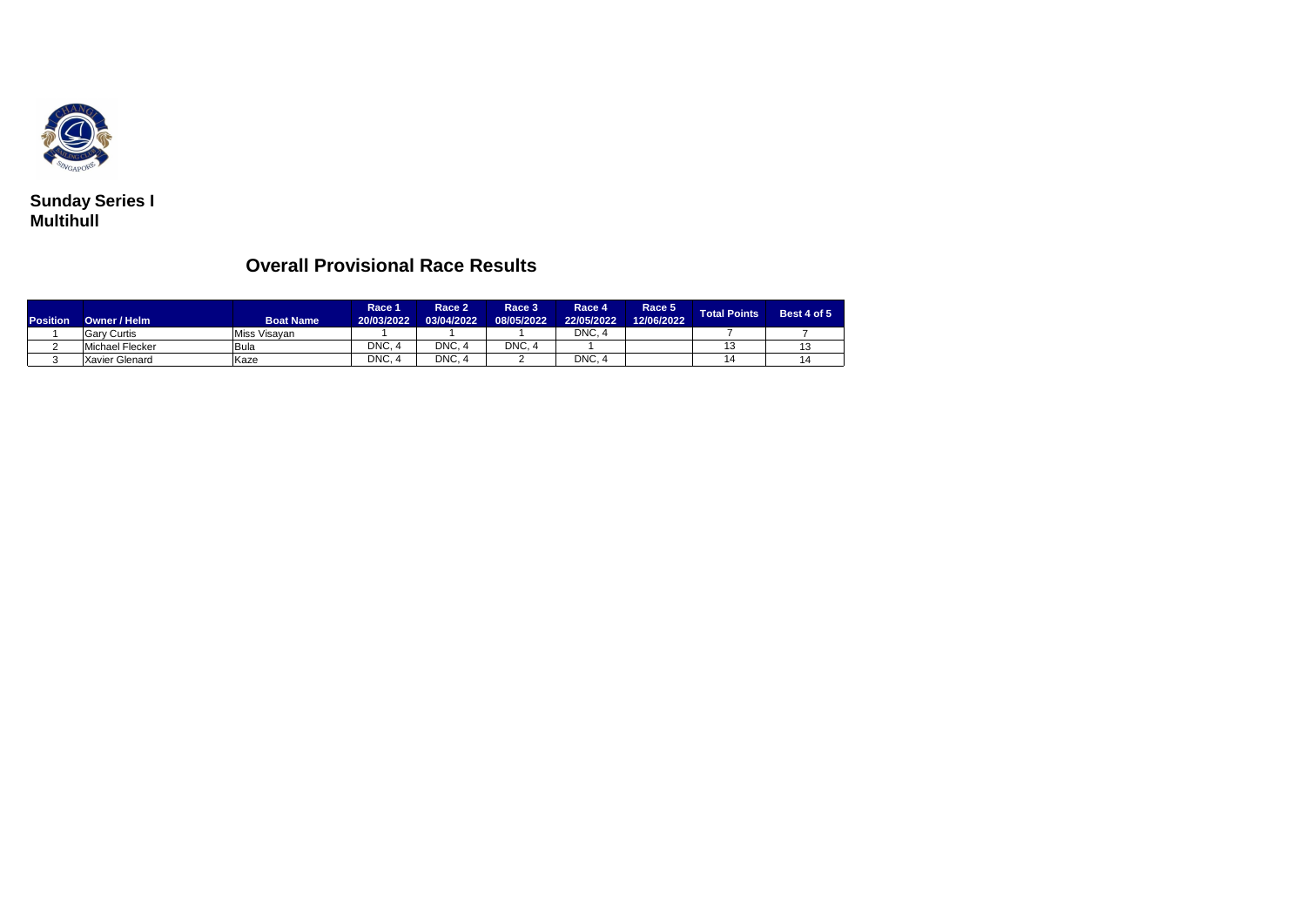**Sunday Series I**
**Multihull**

## Overall Provisional Race Results

| Position | Owner / Helm | Boat Name | Race 1 20/03/2022 | Race 2 03/04/2022 | Race 3 08/05/2022 | Race 4 22/05/2022 | Race 5 12/06/2022 | Total Points | Best 4 of 5 |
|---|---|---|---|---|---|---|---|---|---|
| 1 | Gary Curtis | Miss Visayan | 1 | 1 | 1 | DNC, 4 | | 7 | 7 |
| 2 | Michael Flecker | Bula | DNC, 4 | DNC, 4 | DNC, 4 | 1 | | 13 | 13 |
| 3 | Xavier Glenard | Kaze | DNC, 4 | DNC, 4 | 2 | DNC, 4 | | 14 | 14 |